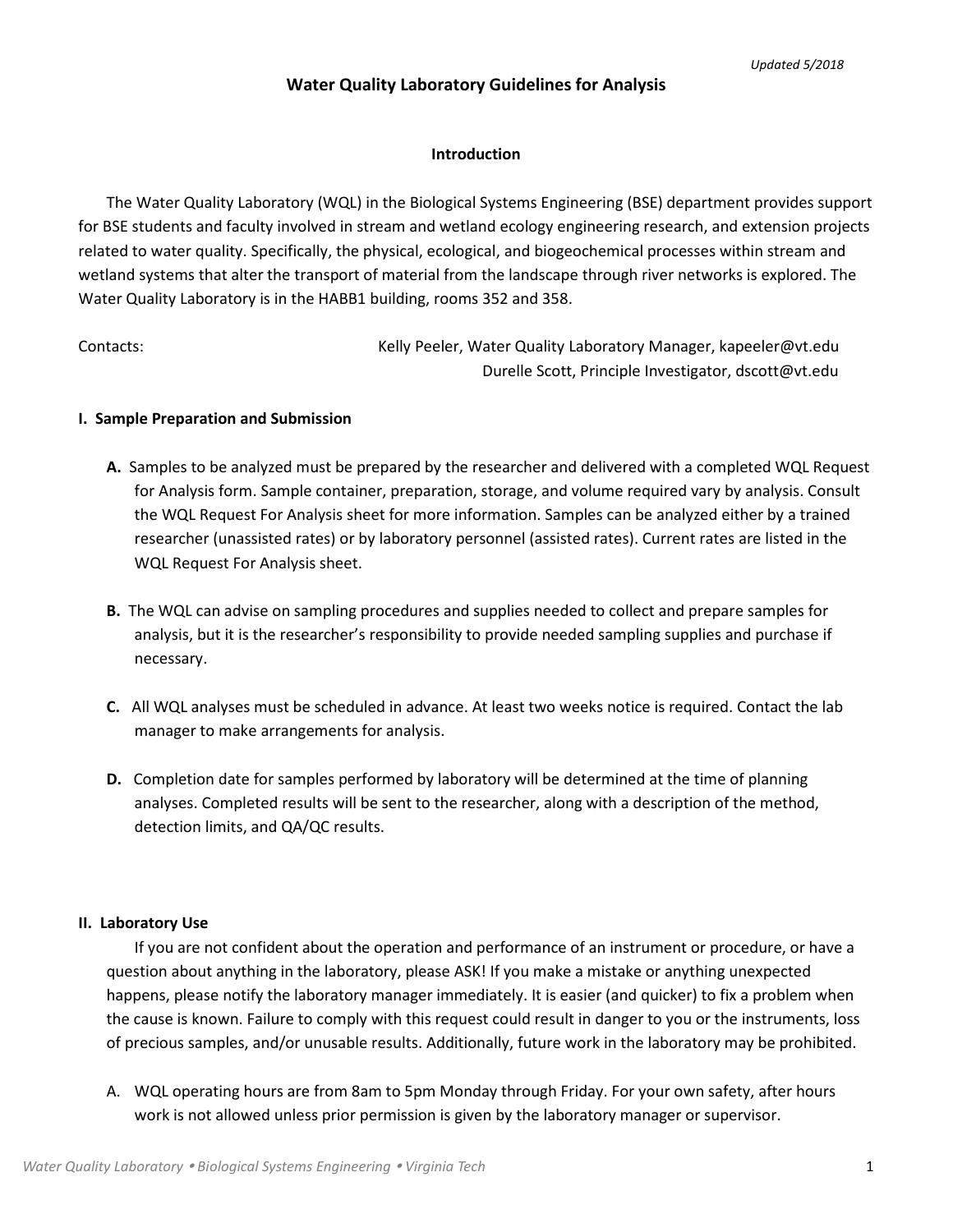*Updated 5/2018*

# Water Quality Laboratory Guidelines for Analysis

## Introduction

The Water Quality Laboratory (WQL) in the Biological Systems Engineering (BSE) department provides support for BSE students and faculty involved in stream and wetland ecology engineering research, and extension projects related to water quality. Specifically, the physical, ecological, and biogeochemical processes within stream and wetland systems that alter the transport of material from the landscape through river networks is explored. The Water Quality Laboratory is in the HABB1 building, rooms 352 and 358.

Contacts:
Kelly Peeler, Water Quality Laboratory Manager, kapeeler@vt.edu
Durelle Scott, Principle Investigator, dscott@vt.edu

## I. Sample Preparation and Submission

**A.** Samples to be analyzed must be prepared by the researcher and delivered with a completed WQL Request for Analysis form. Sample container, preparation, storage, and volume required vary by analysis. Consult the WQL Request For Analysis sheet for more information. Samples can be analyzed either by a trained researcher (unassisted rates) or by laboratory personnel (assisted rates). Current rates are listed in the WQL Request For Analysis sheet.

**B.** The WQL can advise on sampling procedures and supplies needed to collect and prepare samples for analysis, but it is the researcher's responsibility to provide needed sampling supplies and purchase if necessary.

**C.** All WQL analyses must be scheduled in advance. At least two weeks notice is required. Contact the lab manager to make arrangements for analysis.

**D.** Completion date for samples performed by laboratory will be determined at the time of planning analyses. Completed results will be sent to the researcher, along with a description of the method, detection limits, and QA/QC results.

## II. Laboratory Use

If you are not confident about the operation and performance of an instrument or procedure, or have a question about anything in the laboratory, please ASK! If you make a mistake or anything unexpected happens, please notify the laboratory manager immediately. It is easier (and quicker) to fix a problem when the cause is known. Failure to comply with this request could result in danger to you or the instruments, loss of precious samples, and/or unusable results. Additionally, future work in the laboratory may be prohibited.

A. WQL operating hours are from 8am to 5pm Monday through Friday. For your own safety, after hours work is not allowed unless prior permission is given by the laboratory manager or supervisor.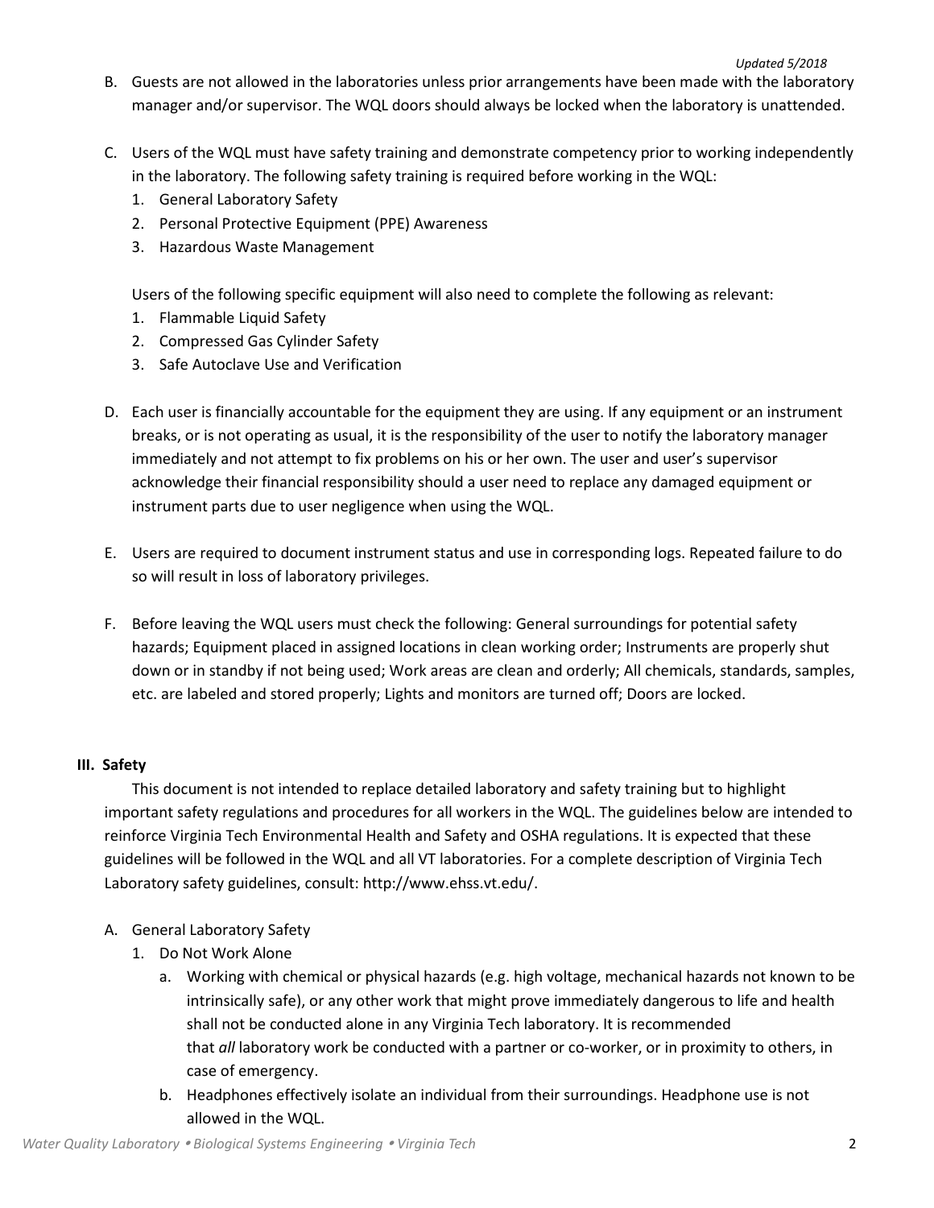B. Guests are not allowed in the laboratories unless prior arrangements have been made with the laboratory manager and/or supervisor. The WQL doors should always be locked when the laboratory is unattended.

C. Users of the WQL must have safety training and demonstrate competency prior to working independently in the laboratory. The following safety training is required before working in the WQL:
   1. General Laboratory Safety
   2. Personal Protective Equipment (PPE) Awareness
   3. Hazardous Waste Management

   Users of the following specific equipment will also need to complete the following as relevant:
   1. Flammable Liquid Safety
   2. Compressed Gas Cylinder Safety
   3. Safe Autoclave Use and Verification

D. Each user is financially accountable for the equipment they are using. If any equipment or an instrument breaks, or is not operating as usual, it is the responsibility of the user to notify the laboratory manager immediately and not attempt to fix problems on his or her own. The user and user's supervisor acknowledge their financial responsibility should a user need to replace any damaged equipment or instrument parts due to user negligence when using the WQL.

E. Users are required to document instrument status and use in corresponding logs. Repeated failure to do so will result in loss of laboratory privileges.

F. Before leaving the WQL users must check the following: General surroundings for potential safety hazards; Equipment placed in assigned locations in clean working order; Instruments are properly shut down or in standby if not being used; Work areas are clean and orderly; All chemicals, standards, samples, etc. are labeled and stored properly; Lights and monitors are turned off; Doors are locked.

## III. Safety

This document is not intended to replace detailed laboratory and safety training but to highlight important safety regulations and procedures for all workers in the WQL. The guidelines below are intended to reinforce Virginia Tech Environmental Health and Safety and OSHA regulations. It is expected that these guidelines will be followed in the WQL and all VT laboratories. For a complete description of Virginia Tech Laboratory safety guidelines, consult: http://www.ehss.vt.edu/.

A. General Laboratory Safety
   1. Do Not Work Alone
      a. Working with chemical or physical hazards (e.g. high voltage, mechanical hazards not known to be intrinsically safe), or any other work that might prove immediately dangerous to life and health shall not be conducted alone in any Virginia Tech laboratory. It is recommended that *all* laboratory work be conducted with a partner or co-worker, or in proximity to others, in case of emergency.
      b. Headphones effectively isolate an individual from their surroundings. Headphone use is not allowed in the WQL.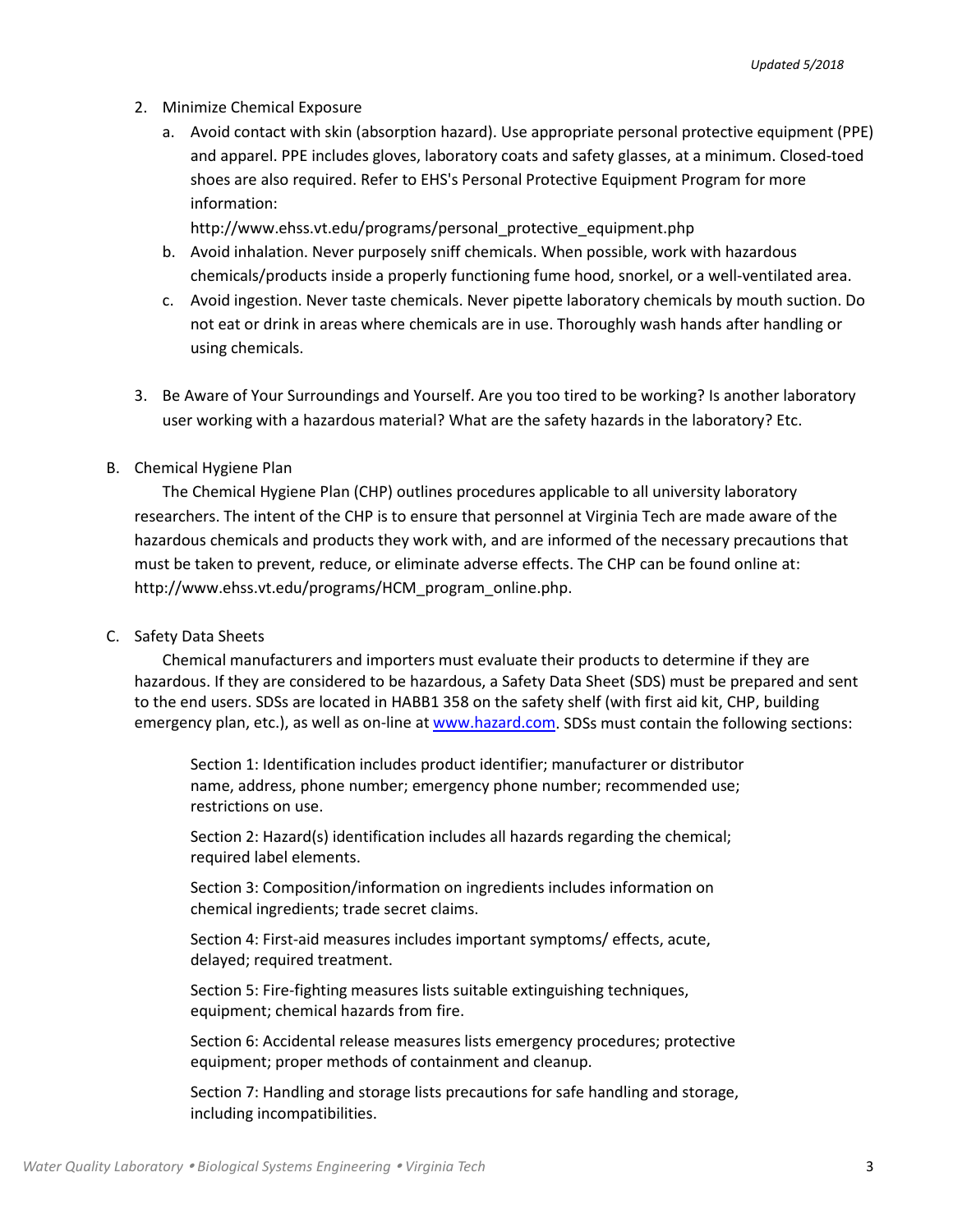2. Minimize Chemical Exposure
   a. Avoid contact with skin (absorption hazard). Use appropriate personal protective equipment (PPE) and apparel. PPE includes gloves, laboratory coats and safety glasses, at a minimum. Closed-toed shoes are also required. Refer to EHS's Personal Protective Equipment Program for more information: http://www.ehss.vt.edu/programs/personal_protective_equipment.php
   b. Avoid inhalation. Never purposely sniff chemicals. When possible, work with hazardous chemicals/products inside a properly functioning fume hood, snorkel, or a well-ventilated area.
   c. Avoid ingestion. Never taste chemicals. Never pipette laboratory chemicals by mouth suction. Do not eat or drink in areas where chemicals are in use. Thoroughly wash hands after handling or using chemicals.

3. Be Aware of Your Surroundings and Yourself. Are you too tired to be working? Is another laboratory user working with a hazardous material? What are the safety hazards in the laboratory? Etc.

B. Chemical Hygiene Plan

The Chemical Hygiene Plan (CHP) outlines procedures applicable to all university laboratory researchers. The intent of the CHP is to ensure that personnel at Virginia Tech are made aware of the hazardous chemicals and products they work with, and are informed of the necessary precautions that must be taken to prevent, reduce, or eliminate adverse effects. The CHP can be found online at: http://www.ehss.vt.edu/programs/HCM_program_online.php.

C. Safety Data Sheets

Chemical manufacturers and importers must evaluate their products to determine if they are hazardous. If they are considered to be hazardous, a Safety Data Sheet (SDS) must be prepared and sent to the end users. SDSs are located in HABB1 358 on the safety shelf (with first aid kit, CHP, building emergency plan, etc.), as well as on-line at [www.hazard.com](www.hazard.com). SDSs must contain the following sections:

Section 1: Identification includes product identifier; manufacturer or distributor name, address, phone number; emergency phone number; recommended use; restrictions on use.

Section 2: Hazard(s) identification includes all hazards regarding the chemical; required label elements.

Section 3: Composition/information on ingredients includes information on chemical ingredients; trade secret claims.

Section 4: First-aid measures includes important symptoms/ effects, acute, delayed; required treatment.

Section 5: Fire-fighting measures lists suitable extinguishing techniques, equipment; chemical hazards from fire.

Section 6: Accidental release measures lists emergency procedures; protective equipment; proper methods of containment and cleanup.

Section 7: Handling and storage lists precautions for safe handling and storage, including incompatibilities.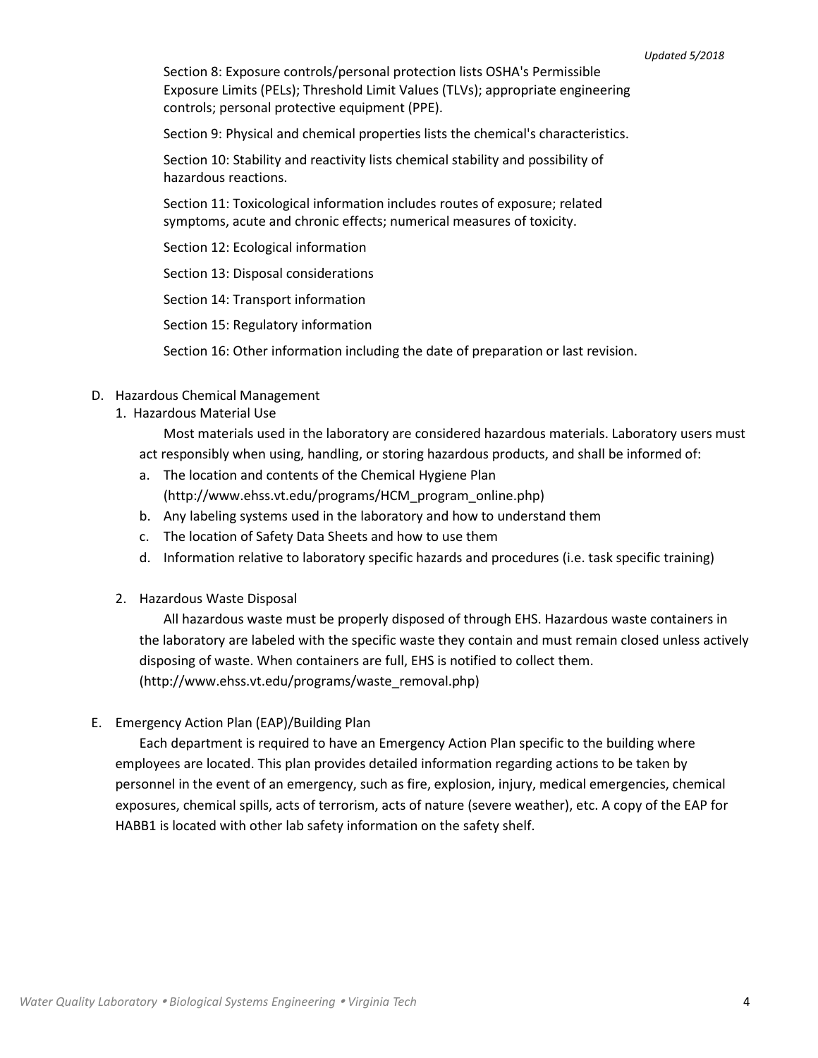Section 8: Exposure controls/personal protection lists OSHA's Permissible Exposure Limits (PELs); Threshold Limit Values (TLVs); appropriate engineering controls; personal protective equipment (PPE).

Section 9: Physical and chemical properties lists the chemical's characteristics.

Section 10: Stability and reactivity lists chemical stability and possibility of hazardous reactions.

Section 11: Toxicological information includes routes of exposure; related symptoms, acute and chronic effects; numerical measures of toxicity.

Section 12: Ecological information

Section 13: Disposal considerations

Section 14: Transport information

Section 15: Regulatory information

Section 16: Other information including the date of preparation or last revision.

D. Hazardous Chemical Management

1. Hazardous Material Use

Most materials used in the laboratory are considered hazardous materials. Laboratory users must act responsibly when using, handling, or storing hazardous products, and shall be informed of:

a. The location and contents of the Chemical Hygiene Plan (http://www.ehss.vt.edu/programs/HCM_program_online.php)
b. Any labeling systems used in the laboratory and how to understand them
c. The location of Safety Data Sheets and how to use them
d. Information relative to laboratory specific hazards and procedures (i.e. task specific training)

2. Hazardous Waste Disposal

All hazardous waste must be properly disposed of through EHS. Hazardous waste containers in the laboratory are labeled with the specific waste they contain and must remain closed unless actively disposing of waste. When containers are full, EHS is notified to collect them. (http://www.ehss.vt.edu/programs/waste_removal.php)

E. Emergency Action Plan (EAP)/Building Plan

Each department is required to have an Emergency Action Plan specific to the building where employees are located. This plan provides detailed information regarding actions to be taken by personnel in the event of an emergency, such as fire, explosion, injury, medical emergencies, chemical exposures, chemical spills, acts of terrorism, acts of nature (severe weather), etc. A copy of the EAP for HABB1 is located with other lab safety information on the safety shelf.